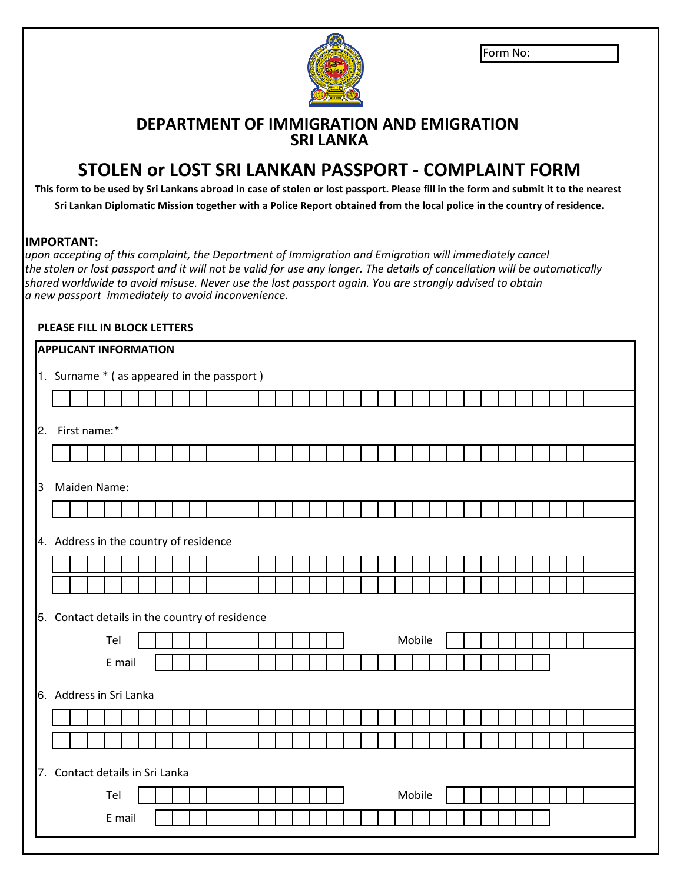Form No:

# DEPARTMENT OF IMMIGRATION AND EMIGRATION
# SRI LANKA

## STOLEN or LOST SRI LANKAN PASSPORT - COMPLAINT FORM

**This form to be used by Sri Lankans abroad in case of stolen or lost passport. Please fill in the form and submit it to the nearest Sri Lankan Diplomatic Mission together with a Police Report obtained from the local police in the country of residence.**

**IMPORTANT:**
*upon accepting of this complaint, the Department of Immigration and Emigration will immediately cancel the stolen or lost passport and it will not be valid for use any longer. The details of cancellation will be automatically shared worldwide to avoid misuse. Never use the lost passport again. You are strongly advised to obtain a new passport immediately to avoid inconvenience.*

**PLEASE FILL IN BLOCK LETTERS**

**APPLICANT INFORMATION**

1. Surname * ( as appeared in the passport )

2. First name:*

3 Maiden Name:

4. Address in the country of residence

5. Contact details in the country of residence

   Tel Mobile

   E mail

6. Address in Sri Lanka

7. Contact details in Sri Lanka

   Tel Mobile

   E mail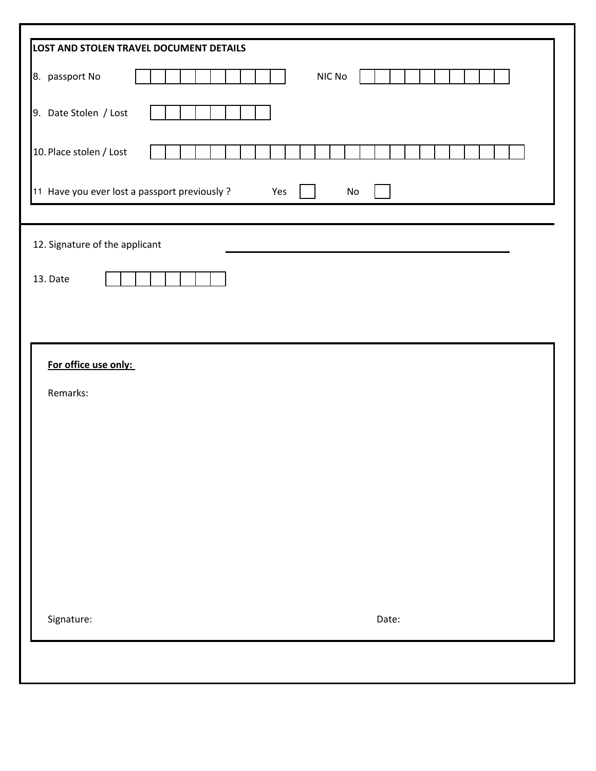**LOST AND STOLEN TRAVEL DOCUMENT DETAILS**

8. passport No ☐☐☐☐☐☐☐☐☐☐ NIC No ☐☐☐☐☐☐☐☐☐☐

9. Date Stolen / Lost ☐☐☐☐☐☐☐☐

10. Place stolen / Lost ☐☐☐☐☐☐☐☐☐☐☐☐☐☐☐☐☐☐☐☐☐☐☐☐☐☐

11 Have you ever lost a passport previously ? Yes ☐ No ☐

12. Signature of the applicant ____________________________________________

13. Date ☐☐☐☐☐☐☐☐

**For office use only:**

Remarks:

Signature: Date: